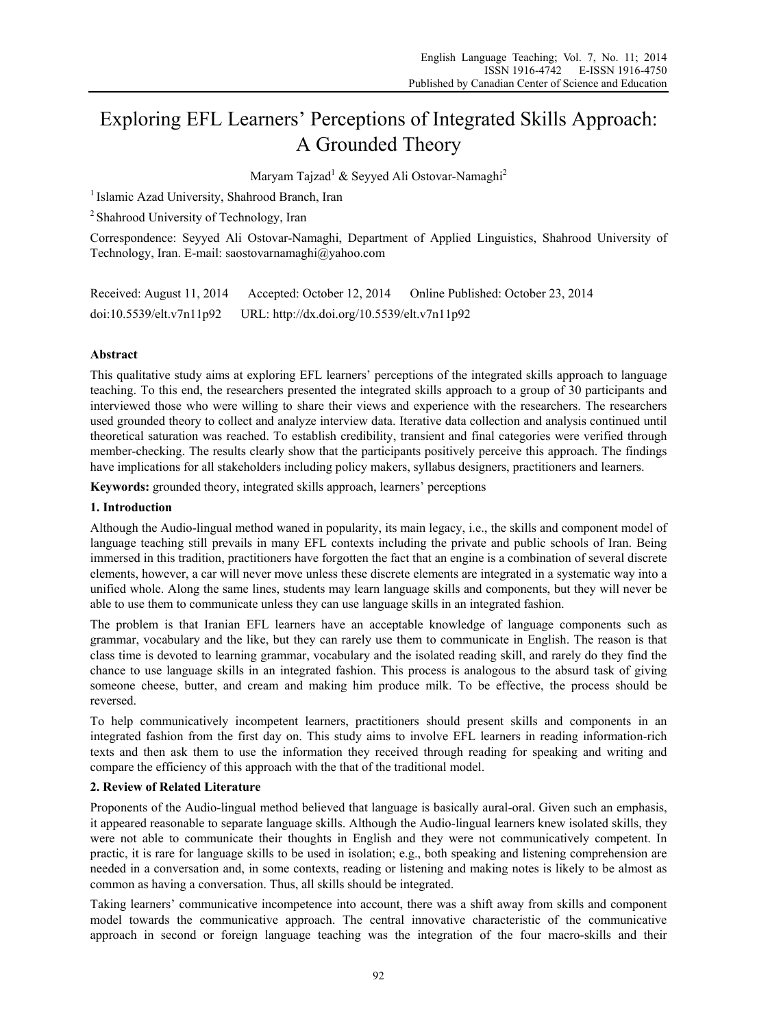# Exploring EFL Learners' Perceptions of Integrated Skills Approach: A Grounded Theory

Maryam Tajzad[1] & Seyyed Ali Ostovar-Namaghi[2]

[1] Islamic Azad University, Shahrood Branch, Iran

[2] Shahrood University of Technology, Iran

Correspondence: Seyyed Ali Ostovar-Namaghi, Department of Applied Linguistics, Shahrood University of Technology, Iran. E-mail: saostovarnamaghi@yahoo.com

Received: August 11, 2014 Accepted: October 12, 2014 Online Published: October 23, 2014

doi:10.5539/elt.v7n11p92 URL: http://dx.doi.org/10.5539/elt.v7n11p92

## Abstract

This qualitative study aims at exploring EFL learners' perceptions of the integrated skills approach to language teaching. To this end, the researchers presented the integrated skills approach to a group of 30 participants and interviewed those who were willing to share their views and experience with the researchers. The researchers used grounded theory to collect and analyze interview data. Iterative data collection and analysis continued until theoretical saturation was reached. To establish credibility, transient and final categories were verified through member-checking. The results clearly show that the participants positively perceive this approach. The findings have implications for all stakeholders including policy makers, syllabus designers, practitioners and learners.

**Keywords:** grounded theory, integrated skills approach, learners' perceptions

## 1. Introduction

Although the Audio-lingual method waned in popularity, its main legacy, i.e., the skills and component model of language teaching still prevails in many EFL contexts including the private and public schools of Iran. Being immersed in this tradition, practitioners have forgotten the fact that an engine is a combination of several discrete elements, however, a car will never move unless these discrete elements are integrated in a systematic way into a unified whole. Along the same lines, students may learn language skills and components, but they will never be able to use them to communicate unless they can use language skills in an integrated fashion.

The problem is that Iranian EFL learners have an acceptable knowledge of language components such as grammar, vocabulary and the like, but they can rarely use them to communicate in English. The reason is that class time is devoted to learning grammar, vocabulary and the isolated reading skill, and rarely do they find the chance to use language skills in an integrated fashion. This process is analogous to the absurd task of giving someone cheese, butter, and cream and making him produce milk. To be effective, the process should be reversed.

To help communicatively incompetent learners, practitioners should present skills and components in an integrated fashion from the first day on. This study aims to involve EFL learners in reading information-rich texts and then ask them to use the information they received through reading for speaking and writing and compare the efficiency of this approach with the that of the traditional model.

## 2. Review of Related Literature

Proponents of the Audio-lingual method believed that language is basically aural-oral. Given such an emphasis, it appeared reasonable to separate language skills. Although the Audio-lingual learners knew isolated skills, they were not able to communicate their thoughts in English and they were not communicatively competent. In practic, it is rare for language skills to be used in isolation; e.g., both speaking and listening comprehension are needed in a conversation and, in some contexts, reading or listening and making notes is likely to be almost as common as having a conversation. Thus, all skills should be integrated.

Taking learners' communicative incompetence into account, there was a shift away from skills and component model towards the communicative approach. The central innovative characteristic of the communicative approach in second or foreign language teaching was the integration of the four macro-skills and their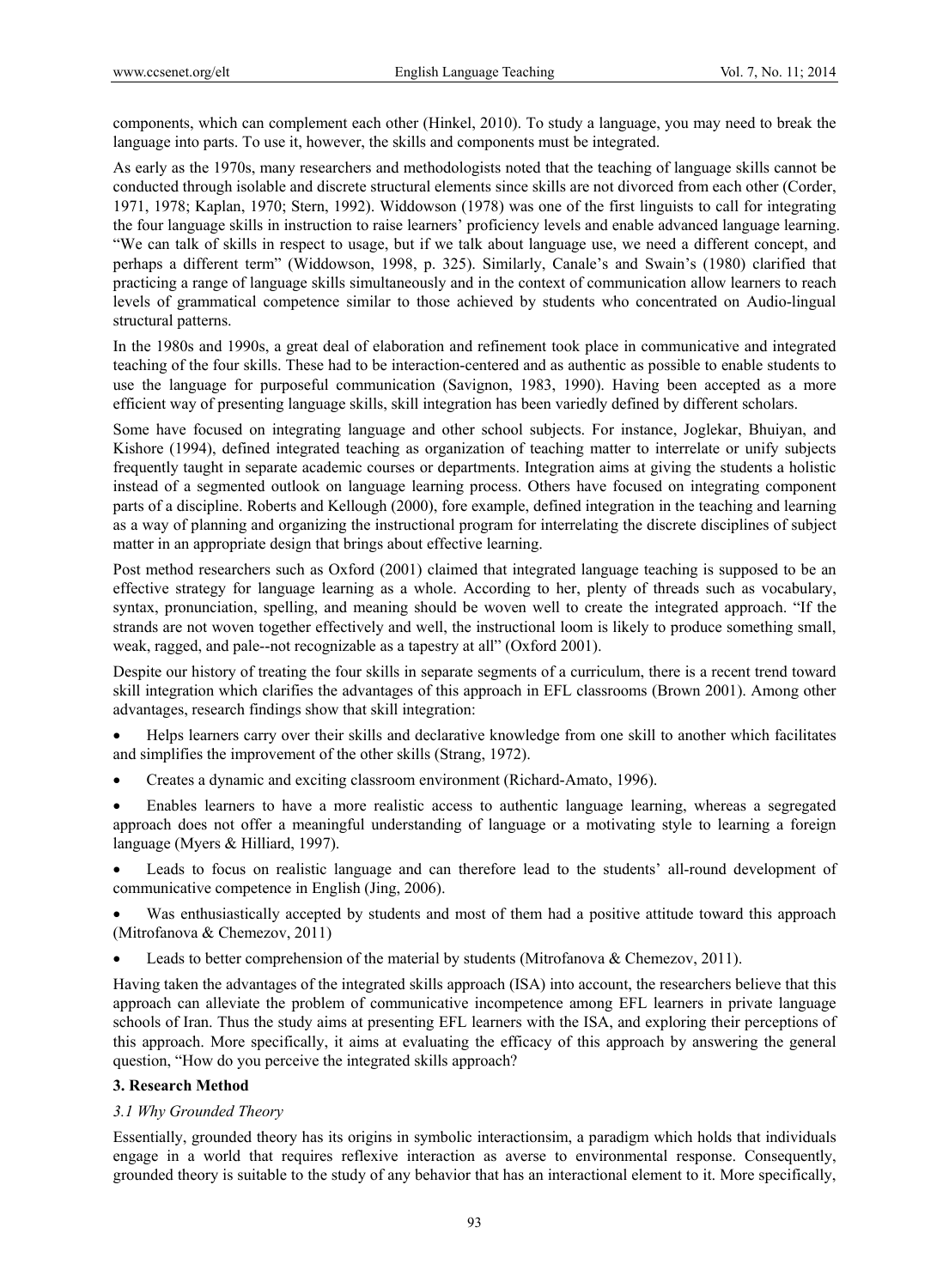components, which can complement each other (Hinkel, 2010). To study a language, you may need to break the language into parts. To use it, however, the skills and components must be integrated.

As early as the 1970s, many researchers and methodologists noted that the teaching of language skills cannot be conducted through isolable and discrete structural elements since skills are not divorced from each other (Corder, 1971, 1978; Kaplan, 1970; Stern, 1992). Widdowson (1978) was one of the first linguists to call for integrating the four language skills in instruction to raise learners' proficiency levels and enable advanced language learning. "We can talk of skills in respect to usage, but if we talk about language use, we need a different concept, and perhaps a different term" (Widdowson, 1998, p. 325). Similarly, Canale's and Swain's (1980) clarified that practicing a range of language skills simultaneously and in the context of communication allow learners to reach levels of grammatical competence similar to those achieved by students who concentrated on Audio-lingual structural patterns.

In the 1980s and 1990s, a great deal of elaboration and refinement took place in communicative and integrated teaching of the four skills. These had to be interaction-centered and as authentic as possible to enable students to use the language for purposeful communication (Savignon, 1983, 1990). Having been accepted as a more efficient way of presenting language skills, skill integration has been variedly defined by different scholars.

Some have focused on integrating language and other school subjects. For instance, Joglekar, Bhuiyan, and Kishore (1994), defined integrated teaching as organization of teaching matter to interrelate or unify subjects frequently taught in separate academic courses or departments. Integration aims at giving the students a holistic instead of a segmented outlook on language learning process. Others have focused on integrating component parts of a discipline. Roberts and Kellough (2000), fore example, defined integration in the teaching and learning as a way of planning and organizing the instructional program for interrelating the discrete disciplines of subject matter in an appropriate design that brings about effective learning.

Post method researchers such as Oxford (2001) claimed that integrated language teaching is supposed to be an effective strategy for language learning as a whole. According to her, plenty of threads such as vocabulary, syntax, pronunciation, spelling, and meaning should be woven well to create the integrated approach. "If the strands are not woven together effectively and well, the instructional loom is likely to produce something small, weak, ragged, and pale--not recognizable as a tapestry at all" (Oxford 2001).

Despite our history of treating the four skills in separate segments of a curriculum, there is a recent trend toward skill integration which clarifies the advantages of this approach in EFL classrooms (Brown 2001). Among other advantages, research findings show that skill integration:

- Helps learners carry over their skills and declarative knowledge from one skill to another which facilitates and simplifies the improvement of the other skills (Strang, 1972).
- Creates a dynamic and exciting classroom environment (Richard-Amato, 1996).
- Enables learners to have a more realistic access to authentic language learning, whereas a segregated approach does not offer a meaningful understanding of language or a motivating style to learning a foreign language (Myers & Hilliard, 1997).
- Leads to focus on realistic language and can therefore lead to the students' all-round development of communicative competence in English (Jing, 2006).
- Was enthusiastically accepted by students and most of them had a positive attitude toward this approach (Mitrofanova & Chemezov, 2011)
- Leads to better comprehension of the material by students (Mitrofanova & Chemezov, 2011).

Having taken the advantages of the integrated skills approach (ISA) into account, the researchers believe that this approach can alleviate the problem of communicative incompetence among EFL learners in private language schools of Iran. Thus the study aims at presenting EFL learners with the ISA, and exploring their perceptions of this approach. More specifically, it aims at evaluating the efficacy of this approach by answering the general question, "How do you perceive the integrated skills approach?

## 3. Research Method

### *3.1 Why Grounded Theory*

Essentially, grounded theory has its origins in symbolic interactionsim, a paradigm which holds that individuals engage in a world that requires reflexive interaction as averse to environmental response. Consequently, grounded theory is suitable to the study of any behavior that has an interactional element to it. More specifically,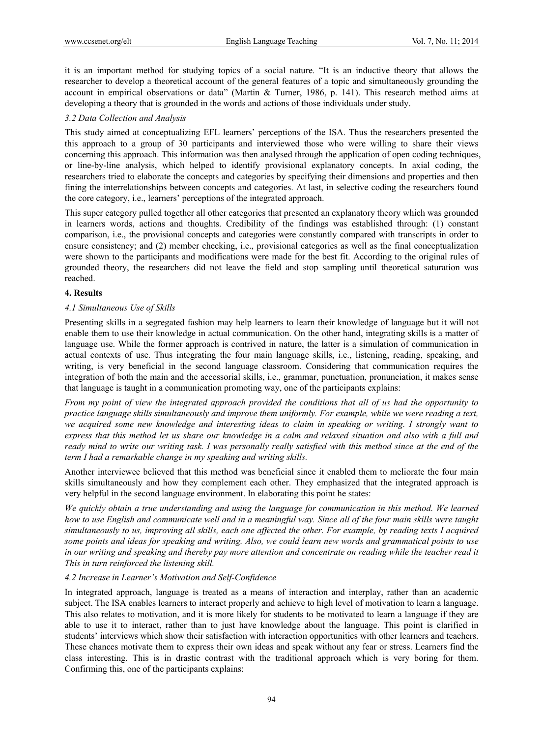it is an important method for studying topics of a social nature. "It is an inductive theory that allows the researcher to develop a theoretical account of the general features of a topic and simultaneously grounding the account in empirical observations or data" (Martin & Turner, 1986, p. 141). This research method aims at developing a theory that is grounded in the words and actions of those individuals under study.

### 3.2 Data Collection and Analysis

This study aimed at conceptualizing EFL learners' perceptions of the ISA. Thus the researchers presented the this approach to a group of 30 participants and interviewed those who were willing to share their views concerning this approach. This information was then analysed through the application of open coding techniques, or line-by-line analysis, which helped to identify provisional explanatory concepts. In axial coding, the researchers tried to elaborate the concepts and categories by specifying their dimensions and properties and then fining the interrelationships between concepts and categories. At last, in selective coding the researchers found the core category, i.e., learners' perceptions of the integrated approach.

This super category pulled together all other categories that presented an explanatory theory which was grounded in learners words, actions and thoughts. Credibility of the findings was established through: (1) constant comparison, i.e., the provisional concepts and categories were constantly compared with transcripts in order to ensure consistency; and (2) member checking, i.e., provisional categories as well as the final conceptualization were shown to the participants and modifications were made for the best fit. According to the original rules of grounded theory, the researchers did not leave the field and stop sampling until theoretical saturation was reached.

## 4. Results

### 4.1 Simultaneous Use of Skills

Presenting skills in a segregated fashion may help learners to learn their knowledge of language but it will not enable them to use their knowledge in actual communication. On the other hand, integrating skills is a matter of language use. While the former approach is contrived in nature, the latter is a simulation of communication in actual contexts of use. Thus integrating the four main language skills, i.e., listening, reading, speaking, and writing, is very beneficial in the second language classroom. Considering that communication requires the integration of both the main and the accessorial skills, i.e., grammar, punctuation, pronunciation, it makes sense that language is taught in a communication promoting way, one of the participants explains:

*From my point of view the integrated approach provided the conditions that all of us had the opportunity to practice language skills simultaneously and improve them uniformly. For example, while we were reading a text, we acquired some new knowledge and interesting ideas to claim in speaking or writing. I strongly want to express that this method let us share our knowledge in a calm and relaxed situation and also with a full and ready mind to write our writing task. I was personally really satisfied with this method since at the end of the term I had a remarkable change in my speaking and writing skills.*

Another interviewee believed that this method was beneficial since it enabled them to meliorate the four main skills simultaneously and how they complement each other. They emphasized that the integrated approach is very helpful in the second language environment. In elaborating this point he states:

*We quickly obtain a true understanding and using the language for communication in this method. We learned how to use English and communicate well and in a meaningful way. Since all of the four main skills were taught simultaneously to us, improving all skills, each one affected the other. For example, by reading texts I acquired some points and ideas for speaking and writing. Also, we could learn new words and grammatical points to use in our writing and speaking and thereby pay more attention and concentrate on reading while the teacher read it This in turn reinforced the listening skill.*

### 4.2 Increase in Learner's Motivation and Self-Confidence

In integrated approach, language is treated as a means of interaction and interplay, rather than an academic subject. The ISA enables learners to interact properly and achieve to high level of motivation to learn a language. This also relates to motivation, and it is more likely for students to be motivated to learn a language if they are able to use it to interact, rather than to just have knowledge about the language. This point is clarified in students' interviews which show their satisfaction with interaction opportunities with other learners and teachers. These chances motivate them to express their own ideas and speak without any fear or stress. Learners find the class interesting. This is in drastic contrast with the traditional approach which is very boring for them. Confirming this, one of the participants explains: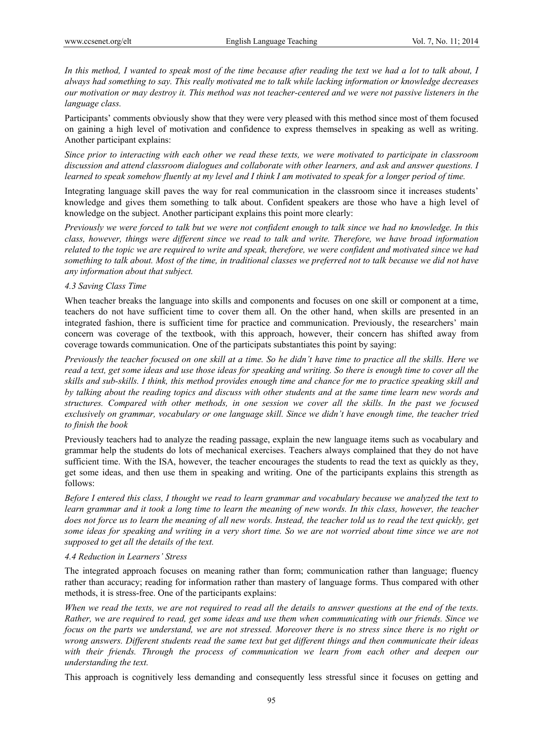*In this method, I wanted to speak most of the time because after reading the text we had a lot to talk about, I always had something to say. This really motivated me to talk while lacking information or knowledge decreases our motivation or may destroy it. This method was not teacher-centered and we were not passive listeners in the language class.*

Participants' comments obviously show that they were very pleased with this method since most of them focused on gaining a high level of motivation and confidence to express themselves in speaking as well as writing. Another participant explains:

*Since prior to interacting with each other we read these texts, we were motivated to participate in classroom discussion and attend classroom dialogues and collaborate with other learners, and ask and answer questions. I learned to speak somehow fluently at my level and I think I am motivated to speak for a longer period of time.*

Integrating language skill paves the way for real communication in the classroom since it increases students' knowledge and gives them something to talk about. Confident speakers are those who have a high level of knowledge on the subject. Another participant explains this point more clearly:

*Previously we were forced to talk but we were not confident enough to talk since we had no knowledge. In this class, however, things were different since we read to talk and write. Therefore, we have broad information related to the topic we are required to write and speak, therefore, we were confident and motivated since we had something to talk about. Most of the time, in traditional classes we preferred not to talk because we did not have any information about that subject.*

### *4.3 Saving Class Time*

When teacher breaks the language into skills and components and focuses on one skill or component at a time, teachers do not have sufficient time to cover them all. On the other hand, when skills are presented in an integrated fashion, there is sufficient time for practice and communication. Previously, the researchers' main concern was coverage of the textbook, with this approach, however, their concern has shifted away from coverage towards communication. One of the participats substantiates this point by saying:

*Previously the teacher focused on one skill at a time. So he didn't have time to practice all the skills. Here we read a text, get some ideas and use those ideas for speaking and writing. So there is enough time to cover all the skills and sub-skills. I think, this method provides enough time and chance for me to practice speaking skill and by talking about the reading topics and discuss with other students and at the same time learn new words and structures. Compared with other methods, in one session we cover all the skills. In the past we focused exclusively on grammar, vocabulary or one language skill. Since we didn't have enough time, the teacher tried to finish the book*

Previously teachers had to analyze the reading passage, explain the new language items such as vocabulary and grammar help the students do lots of mechanical exercises. Teachers always complained that they do not have sufficient time. With the ISA, however, the teacher encourages the students to read the text as quickly as they, get some ideas, and then use them in speaking and writing. One of the participants explains this strength as follows:

*Before I entered this class, I thought we read to learn grammar and vocabulary because we analyzed the text to learn grammar and it took a long time to learn the meaning of new words. In this class, however, the teacher does not force us to learn the meaning of all new words. Instead, the teacher told us to read the text quickly, get some ideas for speaking and writing in a very short time. So we are not worried about time since we are not supposed to get all the details of the text.*

### *4.4 Reduction in Learners' Stress*

The integrated approach focuses on meaning rather than form; communication rather than language; fluency rather than accuracy; reading for information rather than mastery of language forms. Thus compared with other methods, it is stress-free. One of the participants explains:

*When we read the texts, we are not required to read all the details to answer questions at the end of the texts. Rather, we are required to read, get some ideas and use them when communicating with our friends. Since we focus on the parts we understand, we are not stressed. Moreover there is no stress since there is no right or wrong answers. Different students read the same text but get different things and then communicate their ideas with their friends. Through the process of communication we learn from each other and deepen our understanding the text.*

This approach is cognitively less demanding and consequently less stressful since it focuses on getting and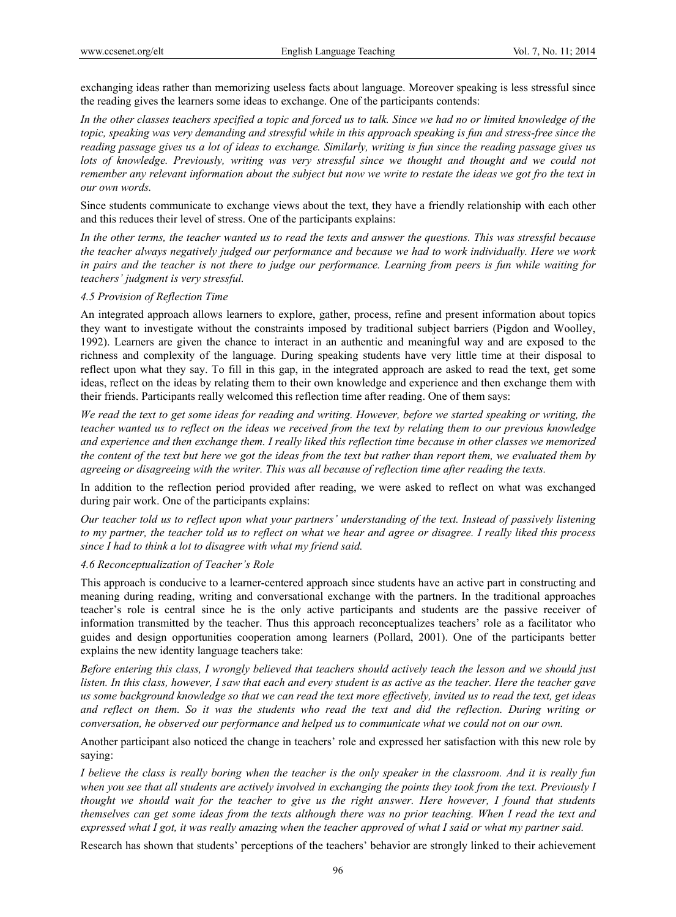exchanging ideas rather than memorizing useless facts about language. Moreover speaking is less stressful since the reading gives the learners some ideas to exchange. One of the participants contends:

*In the other classes teachers specified a topic and forced us to talk. Since we had no or limited knowledge of the topic, speaking was very demanding and stressful while in this approach speaking is fun and stress-free since the reading passage gives us a lot of ideas to exchange. Similarly, writing is fun since the reading passage gives us lots of knowledge. Previously, writing was very stressful since we thought and thought and we could not remember any relevant information about the subject but now we write to restate the ideas we got fro the text in our own words.*

Since students communicate to exchange views about the text, they have a friendly relationship with each other and this reduces their level of stress. One of the participants explains:

*In the other terms, the teacher wanted us to read the texts and answer the questions. This was stressful because the teacher always negatively judged our performance and because we had to work individually. Here we work in pairs and the teacher is not there to judge our performance. Learning from peers is fun while waiting for teachers' judgment is very stressful.*

### 4.5 Provision of Reflection Time

An integrated approach allows learners to explore, gather, process, refine and present information about topics they want to investigate without the constraints imposed by traditional subject barriers (Pigdon and Woolley, 1992). Learners are given the chance to interact in an authentic and meaningful way and are exposed to the richness and complexity of the language. During speaking students have very little time at their disposal to reflect upon what they say. To fill in this gap, in the integrated approach are asked to read the text, get some ideas, reflect on the ideas by relating them to their own knowledge and experience and then exchange them with their friends. Participants really welcomed this reflection time after reading. One of them says:

*We read the text to get some ideas for reading and writing. However, before we started speaking or writing, the teacher wanted us to reflect on the ideas we received from the text by relating them to our previous knowledge and experience and then exchange them. I really liked this reflection time because in other classes we memorized the content of the text but here we got the ideas from the text but rather than report them, we evaluated them by agreeing or disagreeing with the writer. This was all because of reflection time after reading the texts.*

In addition to the reflection period provided after reading, we were asked to reflect on what was exchanged during pair work. One of the participants explains:

*Our teacher told us to reflect upon what your partners' understanding of the text. Instead of passively listening to my partner, the teacher told us to reflect on what we hear and agree or disagree. I really liked this process since I had to think a lot to disagree with what my friend said.*

### 4.6 Reconceptualization of Teacher's Role

This approach is conducive to a learner-centered approach since students have an active part in constructing and meaning during reading, writing and conversational exchange with the partners. In the traditional approaches teacher's role is central since he is the only active participants and students are the passive receiver of information transmitted by the teacher. Thus this approach reconceptualizes teachers' role as a facilitator who guides and design opportunities cooperation among learners (Pollard, 2001). One of the participants better explains the new identity language teachers take:

*Before entering this class, I wrongly believed that teachers should actively teach the lesson and we should just listen. In this class, however, I saw that each and every student is as active as the teacher. Here the teacher gave us some background knowledge so that we can read the text more effectively, invited us to read the text, get ideas and reflect on them. So it was the students who read the text and did the reflection. During writing or conversation, he observed our performance and helped us to communicate what we could not on our own.*

Another participant also noticed the change in teachers' role and expressed her satisfaction with this new role by saying:

*I believe the class is really boring when the teacher is the only speaker in the classroom. And it is really fun when you see that all students are actively involved in exchanging the points they took from the text. Previously I thought we should wait for the teacher to give us the right answer. Here however, I found that students themselves can get some ideas from the texts although there was no prior teaching. When I read the text and expressed what I got, it was really amazing when the teacher approved of what I said or what my partner said.*

Research has shown that students' perceptions of the teachers' behavior are strongly linked to their achievement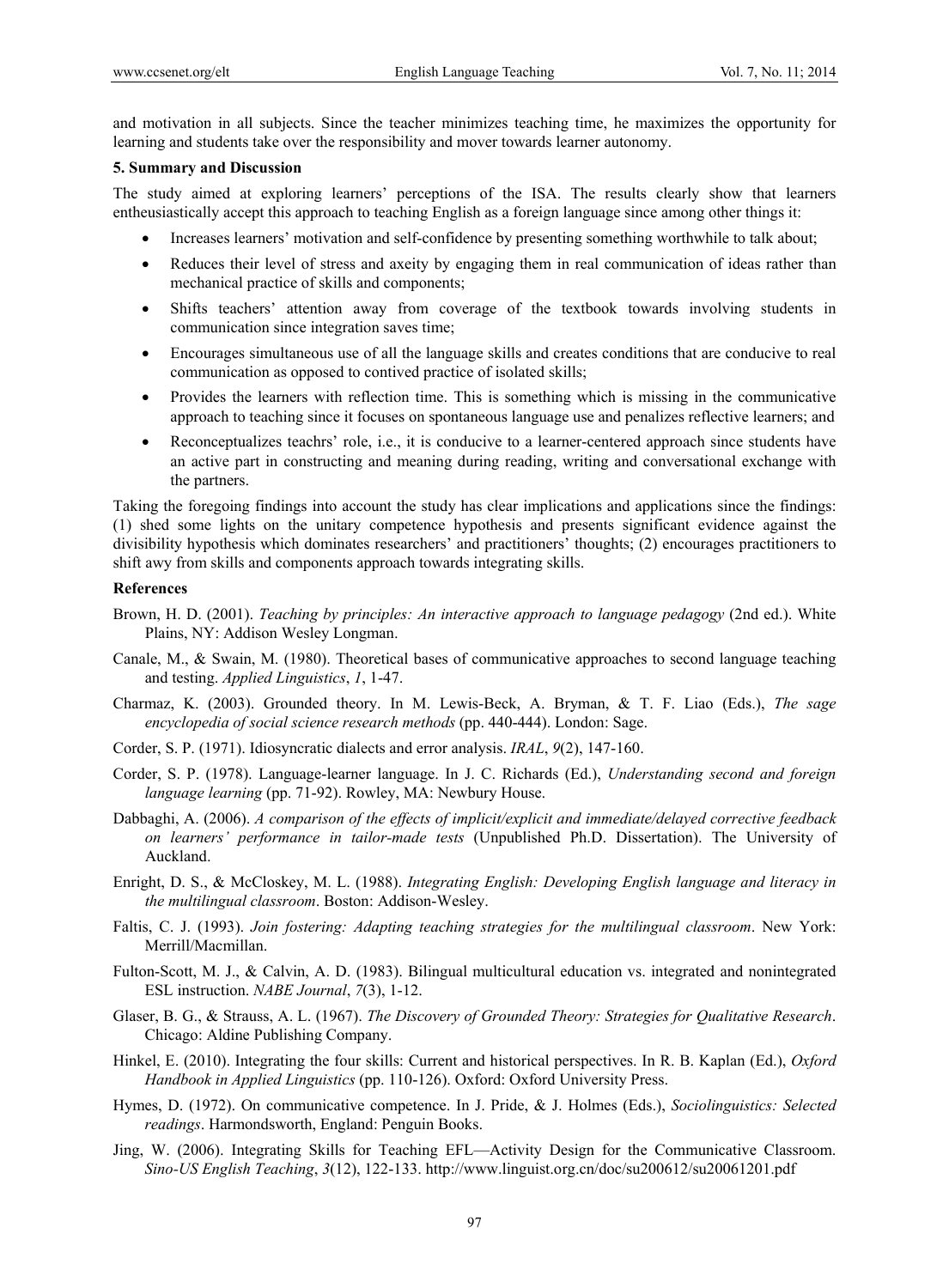and motivation in all subjects. Since the teacher minimizes teaching time, he maximizes the opportunity for learning and students take over the responsibility and mover towards learner autonomy.

### 5. Summary and Discussion

The study aimed at exploring learners' perceptions of the ISA. The results clearly show that learners entheusiastically accept this approach to teaching English as a foreign language since among other things it:

- Increases learners' motivation and self-confidence by presenting something worthwhile to talk about;
- Reduces their level of stress and axeity by engaging them in real communication of ideas rather than mechanical practice of skills and components;
- Shifts teachers' attention away from coverage of the textbook towards involving students in communication since integration saves time;
- Encourages simultaneous use of all the language skills and creates conditions that are conducive to real communication as opposed to contived practice of isolated skills;
- Provides the learners with reflection time. This is something which is missing in the communicative approach to teaching since it focuses on spontaneous language use and penalizes reflective learners; and
- Reconceptualizes teachrs' role, i.e., it is conducive to a learner-centered approach since students have an active part in constructing and meaning during reading, writing and conversational exchange with the partners.

Taking the foregoing findings into account the study has clear implications and applications since the findings: (1) shed some lights on the unitary competence hypothesis and presents significant evidence against the divisibility hypothesis which dominates researchers' and practitioners' thoughts; (2) encourages practitioners to shift awy from skills and components approach towards integrating skills.

### References

Brown, H. D. (2001). *Teaching by principles: An interactive approach to language pedagogy* (2nd ed.). White Plains, NY: Addison Wesley Longman.

Canale, M., & Swain, M. (1980). Theoretical bases of communicative approaches to second language teaching and testing. *Applied Linguistics*, *1*, 1-47.

Charmaz, K. (2003). Grounded theory. In M. Lewis-Beck, A. Bryman, & T. F. Liao (Eds.), *The sage encyclopedia of social science research methods* (pp. 440-444). London: Sage.

Corder, S. P. (1971). Idiosyncratic dialects and error analysis. *IRAL*, *9*(2), 147-160.

Corder, S. P. (1978). Language-learner language. In J. C. Richards (Ed.), *Understanding second and foreign language learning* (pp. 71-92). Rowley, MA: Newbury House.

Dabbaghi, A. (2006). *A comparison of the effects of implicit/explicit and immediate/delayed corrective feedback on learners' performance in tailor-made tests* (Unpublished Ph.D. Dissertation). The University of Auckland.

Enright, D. S., & McCloskey, M. L. (1988). *Integrating English: Developing English language and literacy in the multilingual classroom*. Boston: Addison-Wesley.

Faltis, C. J. (1993). *Join fostering: Adapting teaching strategies for the multilingual classroom*. New York: Merrill/Macmillan.

Fulton-Scott, M. J., & Calvin, A. D. (1983). Bilingual multicultural education vs. integrated and nonintegrated ESL instruction. *NABE Journal*, *7*(3), 1-12.

Glaser, B. G., & Strauss, A. L. (1967). *The Discovery of Grounded Theory: Strategies for Qualitative Research*. Chicago: Aldine Publishing Company.

Hinkel, E. (2010). Integrating the four skills: Current and historical perspectives. In R. B. Kaplan (Ed.), *Oxford Handbook in Applied Linguistics* (pp. 110-126). Oxford: Oxford University Press.

Hymes, D. (1972). On communicative competence. In J. Pride, & J. Holmes (Eds.), *Sociolinguistics: Selected readings*. Harmondsworth, England: Penguin Books.

Jing, W. (2006). Integrating Skills for Teaching EFL—Activity Design for the Communicative Classroom. *Sino-US English Teaching*, *3*(12), 122-133. http://www.linguist.org.cn/doc/su200612/su20061201.pdf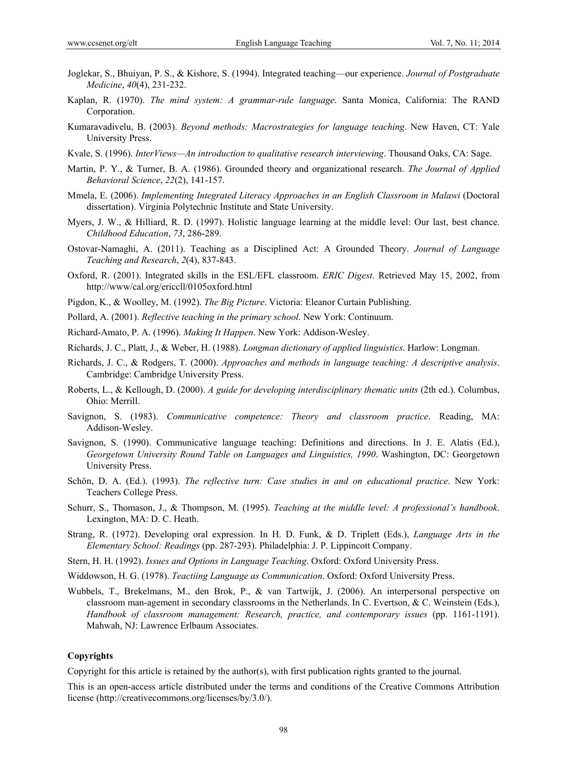Joglekar, S., Bhuiyan, P. S., & Kishore, S. (1994). Integrated teaching—our experience. *Journal of Postgraduate Medicine*, *40*(4), 231-232.

Kaplan, R. (1970). *The mind system: A grammar-rule language*. Santa Monica, California: The RAND Corporation.

Kumaravadivelu, B. (2003). *Beyond methods: Macrostrategies for language teaching*. New Haven, CT: Yale University Press.

Kvale, S. (1996). *InterViews—An introduction to qualitative research interviewing*. Thousand Oaks, CA: Sage.

Martin, P. Y., & Turner, B. A. (1986). Grounded theory and organizational research. *The Journal of Applied Behavioral Science*, *22*(2), 141-157.

Mmela, E. (2006). *Implementing Integrated Literacy Approaches in an English Classroom in Malawi* (Doctoral dissertation). Virginia Polytechnic Institute and State University.

Myers, J. W., & Hilliard, R. D. (1997). Holistic language learning at the middle level: Our last, best chance. *Childhood Education*, *73*, 286-289.

Ostovar-Namaghi, A. (2011). Teaching as a Disciplined Act: A Grounded Theory. *Journal of Language Teaching and Research*, *2*(4), 837-843.

Oxford, R. (2001). Integrated skills in the ESL/EFL classroom. *ERIC Digest*. Retrieved May 15, 2002, from http://www/cal.org/ericcll/0105oxford.html

Pigdon, K., & Woolley, M. (1992). *The Big Picture*. Victoria: Eleanor Curtain Publishing.

Pollard, A. (2001). *Reflective teaching in the primary school*. New York: Continuum.

Richard-Amato, P. A. (1996). *Making It Happen*. New York: Addison-Wesley.

Richards, J. C., Platt, J., & Weber, H. (1988). *Longman dictionary of applied linguistics*. Harlow: Longman.

Richards, J. C., & Rodgers, T. (2000). *Approaches and methods in language teaching: A descriptive analysis*. Cambridge: Cambridge University Press.

Roberts, L., & Kellough, D. (2000). *A guide for developing interdisciplinary thematic units* (2th ed.). Columbus, Ohio: Merrill.

Savignon, S. (1983). *Communicative competence: Theory and classroom practice*. Reading, MA: Addison-Wesley.

Savignon, S. (1990). Communicative language teaching: Definitions and directions. In J. E. Alatis (Ed.), *Georgetown University Round Table on Languages and Linguistics, 1990*. Washington, DC: Georgetown University Press.

Schön, D. A. (Ed.). (1993). *The reflective turn: Case studies in and on educational practice*. New York: Teachers College Press.

Schurr, S., Thomason, J., & Thompson, M. (1995). *Teaching at the middle level: A professional's handbook*. Lexington, MA: D. C. Heath.

Strang, R. (1972). Developing oral expression. In H. D. Funk, & D. Triplett (Eds.), *Language Arts in the Elementary School: Readings* (pp. 287-293). Philadelphia: J. P. Lippincott Company.

Stern, H. H. (1992). *Issues and Options in Language Teaching*. Oxford: Oxford University Press.

Widdowson, H. G. (1978). *Teactiing Language as Communication*. Oxford: Oxford University Press.

Wubbels, T., Brekelmans, M., den Brok, P., & van Tartwijk, J. (2006). An interpersonal perspective on classroom man-agement in secondary classrooms in the Netherlands. In C. Evertson, & C. Weinstein (Eds.), *Handbook of classroom management: Research, practice, and contemporary issues* (pp. 1161-1191). Mahwah, NJ: Lawrence Erlbaum Associates.

**Copyrights**

Copyright for this article is retained by the author(s), with first publication rights granted to the journal.

This is an open-access article distributed under the terms and conditions of the Creative Commons Attribution license (http://creativecommons.org/licenses/by/3.0/).